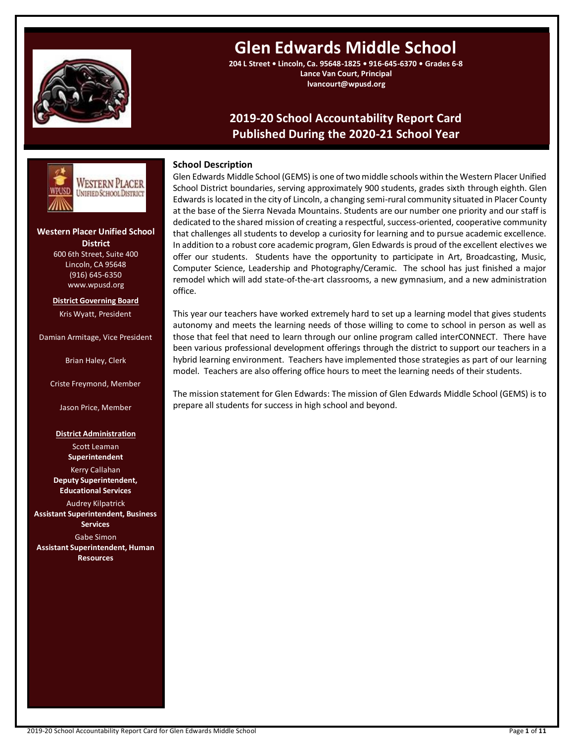# Glen Edwards Middle School

**204 L Street • Lincoln, Ca. 95648-1825 • 916-645-6370 • Grades 6-8**
**Lance Van Court, Principal**
**lvancourt@wpusd.org**

## 2019-20 School Accountability Report Card
## Published During the 2020-21 School Year

**Western Placer Unified School District**
600 6th Street, Suite 400
Lincoln, CA 95648
(916) 645-6350
www.wpusd.org

**District Governing Board**

Kris Wyatt, President

Damian Armitage, Vice President

Brian Haley, Clerk

Criste Freymond, Member

Jason Price, Member

**District Administration**

Scott Leaman
**Superintendent**

Kerry Callahan
**Deputy Superintendent, Educational Services**

Audrey Kilpatrick
**Assistant Superintendent, Business Services**

Gabe Simon
**Assistant Superintendent, Human Resources**

### School Description

Glen Edwards Middle School (GEMS) is one of two middle schools within the Western Placer Unified School District boundaries, serving approximately 900 students, grades sixth through eighth. Glen Edwards is located in the city of Lincoln, a changing semi-rural community situated in Placer County at the base of the Sierra Nevada Mountains. Students are our number one priority and our staff is dedicated to the shared mission of creating a respectful, success-oriented, cooperative community that challenges all students to develop a curiosity for learning and to pursue academic excellence. In addition to a robust core academic program, Glen Edwards is proud of the excellent electives we offer our students. Students have the opportunity to participate in Art, Broadcasting, Music, Computer Science, Leadership and Photography/Ceramic. The school has just finished a major remodel which will add state-of-the-art classrooms, a new gymnasium, and a new administration office.

This year our teachers have worked extremely hard to set up a learning model that gives students autonomy and meets the learning needs of those willing to come to school in person as well as those that feel that need to learn through our online program called interCONNECT. There have been various professional development offerings through the district to support our teachers in a hybrid learning environment. Teachers have implemented those strategies as part of our learning model. Teachers are also offering office hours to meet the learning needs of their students.

The mission statement for Glen Edwards: The mission of Glen Edwards Middle School (GEMS) is to prepare all students for success in high school and beyond.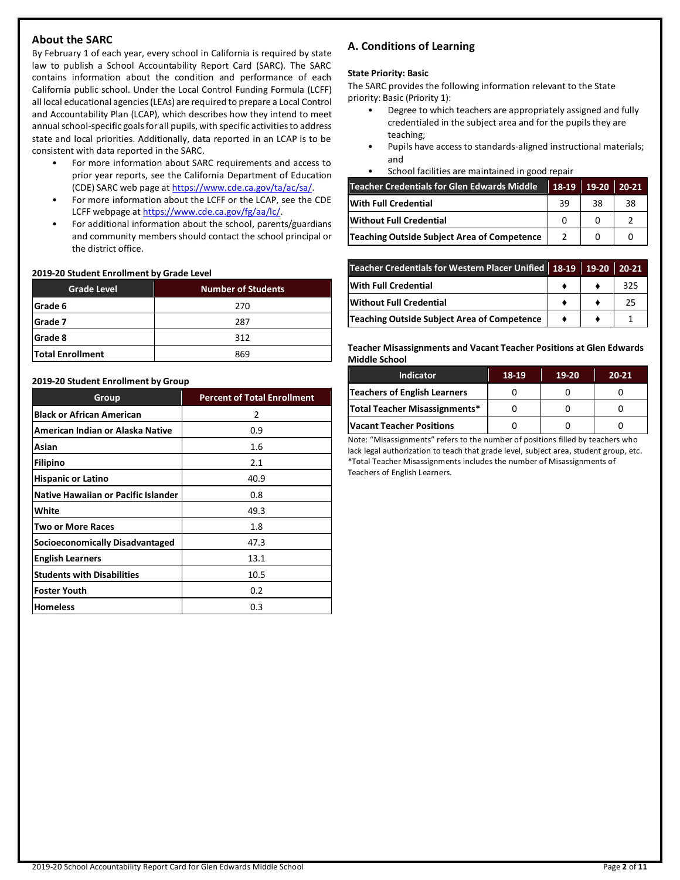## About the SARC

By February 1 of each year, every school in California is required by state law to publish a School Accountability Report Card (SARC). The SARC contains information about the condition and performance of each California public school. Under the Local Control Funding Formula (LCFF) all local educational agencies (LEAs) are required to prepare a Local Control and Accountability Plan (LCAP), which describes how they intend to meet annual school-specific goals for all pupils, with specific activities to address state and local priorities. Additionally, data reported in an LCAP is to be consistent with data reported in the SARC.

- For more information about SARC requirements and access to prior year reports, see the California Department of Education (CDE) SARC web page at https://www.cde.ca.gov/ta/ac/sa/.
- For more information about the LCFF or the LCAP, see the CDE LCFF webpage at https://www.cde.ca.gov/fg/aa/lc/.
- For additional information about the school, parents/guardians and community members should contact the school principal or the district office.

### 2019-20 Student Enrollment by Grade Level

| Grade Level | Number of Students |
|---|---|
| Grade 6 | 270 |
| Grade 7 | 287 |
| Grade 8 | 312 |
| Total Enrollment | 869 |

### 2019-20 Student Enrollment by Group

| Group | Percent of Total Enrollment |
|---|---|
| Black or African American | 2 |
| American Indian or Alaska Native | 0.9 |
| Asian | 1.6 |
| Filipino | 2.1 |
| Hispanic or Latino | 40.9 |
| Native Hawaiian or Pacific Islander | 0.8 |
| White | 49.3 |
| Two or More Races | 1.8 |
| Socioeconomically Disadvantaged | 47.3 |
| English Learners | 13.1 |
| Students with Disabilities | 10.5 |
| Foster Youth | 0.2 |
| Homeless | 0.3 |

## A. Conditions of Learning

### State Priority: Basic

The SARC provides the following information relevant to the State priority: Basic (Priority 1):

- Degree to which teachers are appropriately assigned and fully credentialed in the subject area and for the pupils they are teaching;
- Pupils have access to standards-aligned instructional materials; and
- School facilities are maintained in good repair

| Teacher Credentials for Glen Edwards Middle | 18-19 | 19-20 | 20-21 |
|---|---|---|---|
| With Full Credential | 39 | 38 | 38 |
| Without Full Credential | 0 | 0 | 2 |
| Teaching Outside Subject Area of Competence | 2 | 0 | 0 |

| Teacher Credentials for Western Placer Unified | 18-19 | 19-20 | 20-21 |
|---|---|---|---|
| With Full Credential | ♦ | ♦ | 325 |
| Without Full Credential | ♦ | ♦ | 25 |
| Teaching Outside Subject Area of Competence | ♦ | ♦ | 1 |

### Teacher Misassignments and Vacant Teacher Positions at Glen Edwards Middle School

| Indicator | 18-19 | 19-20 | 20-21 |
|---|---|---|---|
| Teachers of English Learners | 0 | 0 | 0 |
| Total Teacher Misassignments* | 0 | 0 | 0 |
| Vacant Teacher Positions | 0 | 0 | 0 |

Note: "Misassignments" refers to the number of positions filled by teachers who lack legal authorization to teach that grade level, subject area, student group, etc.
*Total Teacher Misassignments includes the number of Misassignments of Teachers of English Learners.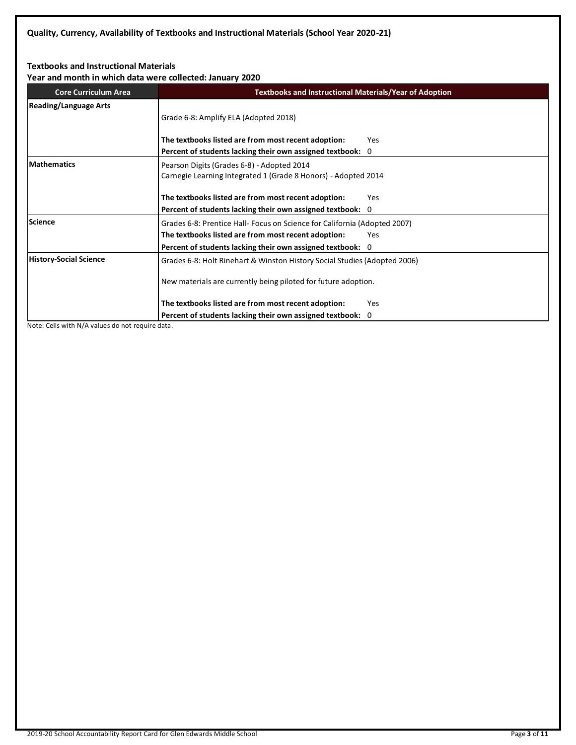**Quality, Currency, Availability of Textbooks and Instructional Materials (School Year 2020-21)**

**Textbooks and Instructional Materials**
**Year and month in which data were collected: January 2020**

| Core Curriculum Area | Textbooks and Instructional Materials/Year of Adoption |
|---|---|
| **Reading/Language Arts** | Grade 6-8: Amplify ELA (Adopted 2018)<br><br>**The textbooks listed are from most recent adoption:** Yes<br>**Percent of students lacking their own assigned textbook:** 0 |
| **Mathematics** | Pearson Digits (Grades 6-8) - Adopted 2014<br>Carnegie Learning Integrated 1 (Grade 8 Honors) - Adopted 2014<br><br>**The textbooks listed are from most recent adoption:** Yes<br>**Percent of students lacking their own assigned textbook:** 0 |
| **Science** | Grades 6-8: Prentice Hall- Focus on Science for California (Adopted 2007)<br>**The textbooks listed are from most recent adoption:** Yes<br>**Percent of students lacking their own assigned textbook:** 0 |
| **History-Social Science** | Grades 6-8: Holt Rinehart & Winston History Social Studies (Adopted 2006)<br><br>New materials are currently being piloted for future adoption.<br><br>**The textbooks listed are from most recent adoption:** Yes<br>**Percent of students lacking their own assigned textbook:** 0 |

Note: Cells with N/A values do not require data.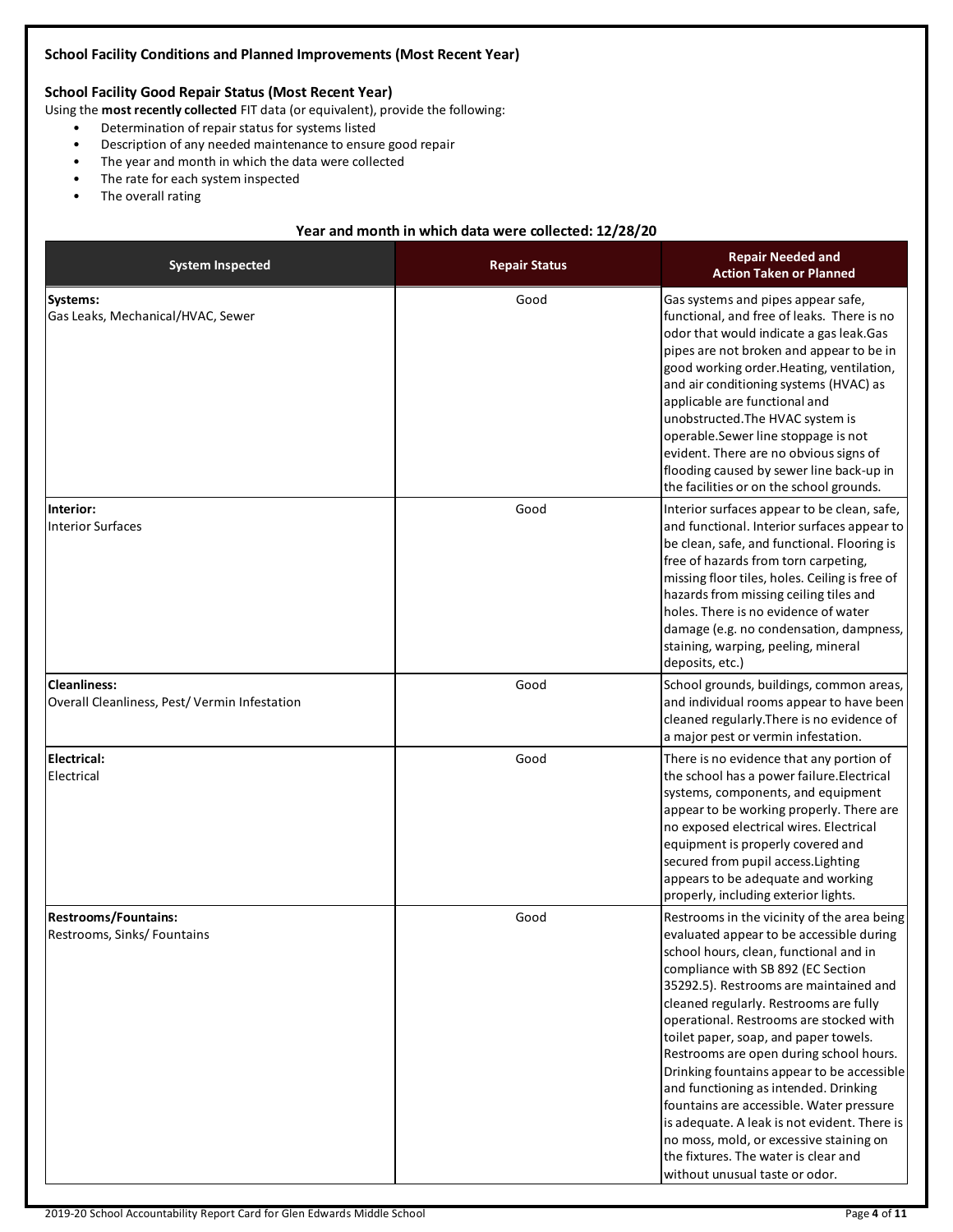### School Facility Conditions and Planned Improvements (Most Recent Year)

#### School Facility Good Repair Status (Most Recent Year)

Using the **most recently collected** FIT data (or equivalent), provide the following:

- Determination of repair status for systems listed
- Description of any needed maintenance to ensure good repair
- The year and month in which the data were collected
- The rate for each system inspected
- The overall rating

**Year and month in which data were collected: 12/28/20**

| System Inspected | Repair Status | Repair Needed and Action Taken or Planned |
|---|---|---|
| **Systems:** Gas Leaks, Mechanical/HVAC, Sewer | Good | Gas systems and pipes appear safe, functional, and free of leaks. There is no odor that would indicate a gas leak.Gas pipes are not broken and appear to be in good working order.Heating, ventilation, and air conditioning systems (HVAC) as applicable are functional and unobstructed.The HVAC system is operable.Sewer line stoppage is not evident. There are no obvious signs of flooding caused by sewer line back-up in the facilities or on the school grounds. |
| **Interior:** Interior Surfaces | Good | Interior surfaces appear to be clean, safe, and functional. Interior surfaces appear to be clean, safe, and functional. Flooring is free of hazards from torn carpeting, missing floor tiles, holes. Ceiling is free of hazards from missing ceiling tiles and holes. There is no evidence of water damage (e.g. no condensation, dampness, staining, warping, peeling, mineral deposits, etc.) |
| **Cleanliness:** Overall Cleanliness, Pest/ Vermin Infestation | Good | School grounds, buildings, common areas, and individual rooms appear to have been cleaned regularly.There is no evidence of a major pest or vermin infestation. |
| **Electrical:** Electrical | Good | There is no evidence that any portion of the school has a power failure.Electrical systems, components, and equipment appear to be working properly. There are no exposed electrical wires. Electrical equipment is properly covered and secured from pupil access.Lighting appears to be adequate and working properly, including exterior lights. |
| **Restrooms/Fountains:** Restrooms, Sinks/ Fountains | Good | Restrooms in the vicinity of the area being evaluated appear to be accessible during school hours, clean, functional and in compliance with SB 892 (EC Section 35292.5). Restrooms are maintained and cleaned regularly. Restrooms are fully operational. Restrooms are stocked with toilet paper, soap, and paper towels. Restrooms are open during school hours. Drinking fountains appear to be accessible and functioning as intended. Drinking fountains are accessible. Water pressure is adequate. A leak is not evident. There is no moss, mold, or excessive staining on the fixtures. The water is clear and without unusual taste or odor. |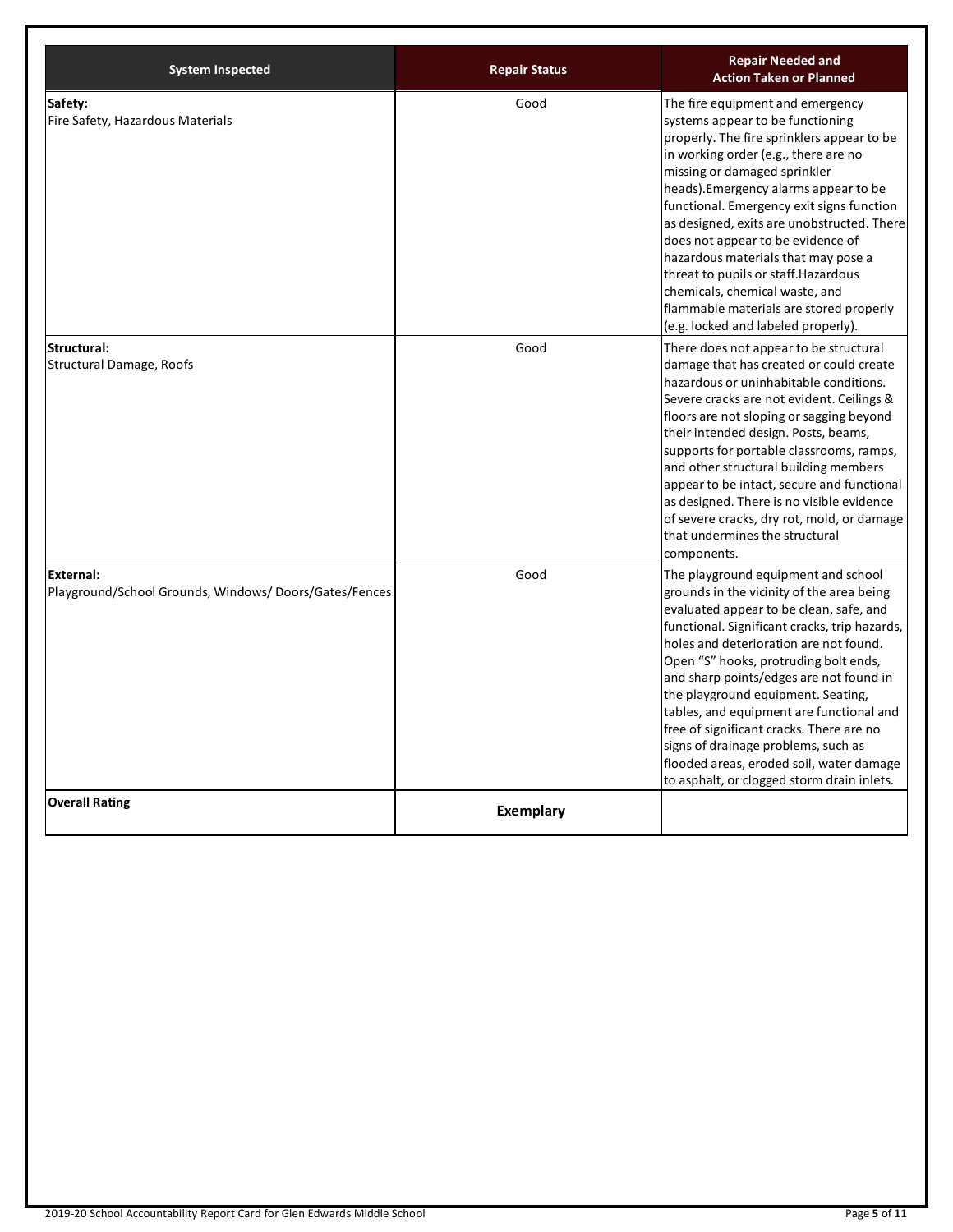| System Inspected | Repair Status | Repair Needed and Action Taken or Planned |
|---|---|---|
| **Safety:** Fire Safety, Hazardous Materials | Good | The fire equipment and emergency systems appear to be functioning properly. The fire sprinklers appear to be in working order (e.g., there are no missing or damaged sprinkler heads).Emergency alarms appear to be functional. Emergency exit signs function as designed, exits are unobstructed. There does not appear to be evidence of hazardous materials that may pose a threat to pupils or staff.Hazardous chemicals, chemical waste, and flammable materials are stored properly (e.g. locked and labeled properly). |
| **Structural:** Structural Damage, Roofs | Good | There does not appear to be structural damage that has created or could create hazardous or uninhabitable conditions. Severe cracks are not evident. Ceilings & floors are not sloping or sagging beyond their intended design. Posts, beams, supports for portable classrooms, ramps, and other structural building members appear to be intact, secure and functional as designed. There is no visible evidence of severe cracks, dry rot, mold, or damage that undermines the structural components. |
| **External:** Playground/School Grounds, Windows/ Doors/Gates/Fences | Good | The playground equipment and school grounds in the vicinity of the area being evaluated appear to be clean, safe, and functional. Significant cracks, trip hazards, holes and deterioration are not found. Open "S" hooks, protruding bolt ends, and sharp points/edges are not found in the playground equipment. Seating, tables, and equipment are functional and free of significant cracks. There are no signs of drainage problems, such as flooded areas, eroded soil, water damage to asphalt, or clogged storm drain inlets. |
| **Overall Rating** | **Exemplary** | |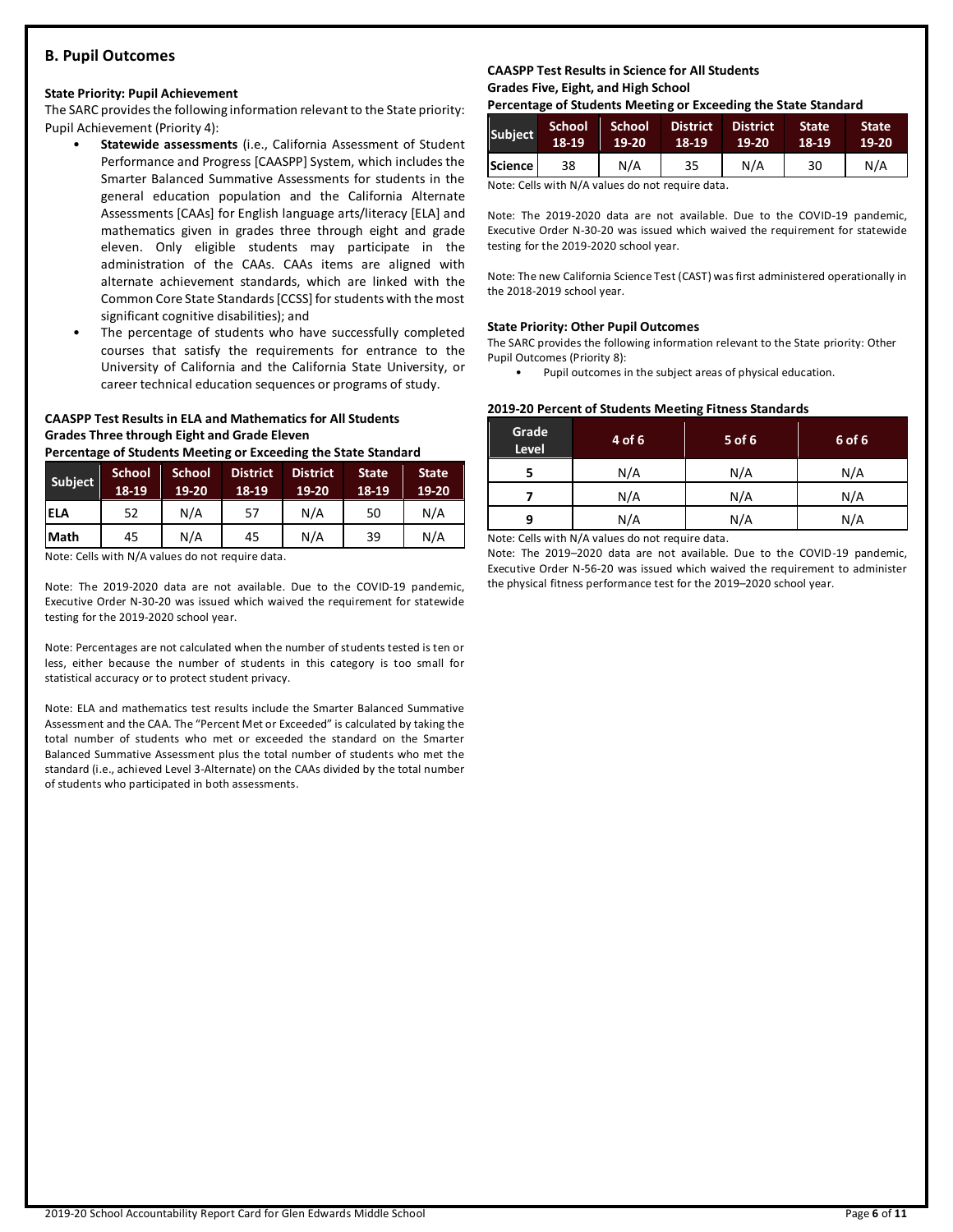## B. Pupil Outcomes

### State Priority: Pupil Achievement

The SARC provides the following information relevant to the State priority: Pupil Achievement (Priority 4):

- **Statewide assessments** (i.e., California Assessment of Student Performance and Progress [CAASPP] System, which includes the Smarter Balanced Summative Assessments for students in the general education population and the California Alternate Assessments [CAAs] for English language arts/literacy [ELA] and mathematics given in grades three through eight and grade eleven. Only eligible students may participate in the administration of the CAAs. CAAs items are aligned with alternate achievement standards, which are linked with the Common Core State Standards [CCSS] for students with the most significant cognitive disabilities); and
- The percentage of students who have successfully completed courses that satisfy the requirements for entrance to the University of California and the California State University, or career technical education sequences or programs of study.

**CAASPP Test Results in ELA and Mathematics for All Students**
**Grades Three through Eight and Grade Eleven**
**Percentage of Students Meeting or Exceeding the State Standard**

| Subject | School 18-19 | School 19-20 | District 18-19 | District 19-20 | State 18-19 | State 19-20 |
|---|---|---|---|---|---|---|
| ELA | 52 | N/A | 57 | N/A | 50 | N/A |
| Math | 45 | N/A | 45 | N/A | 39 | N/A |

Note: Cells with N/A values do not require data.

Note: The 2019-2020 data are not available. Due to the COVID-19 pandemic, Executive Order N-30-20 was issued which waived the requirement for statewide testing for the 2019-2020 school year.

Note: Percentages are not calculated when the number of students tested is ten or less, either because the number of students in this category is too small for statistical accuracy or to protect student privacy.

Note: ELA and mathematics test results include the Smarter Balanced Summative Assessment and the CAA. The "Percent Met or Exceeded" is calculated by taking the total number of students who met or exceeded the standard on the Smarter Balanced Summative Assessment plus the total number of students who met the standard (i.e., achieved Level 3-Alternate) on the CAAs divided by the total number of students who participated in both assessments.

**CAASPP Test Results in Science for All Students**
**Grades Five, Eight, and High School**
**Percentage of Students Meeting or Exceeding the State Standard**

| Subject | School 18-19 | School 19-20 | District 18-19 | District 19-20 | State 18-19 | State 19-20 |
|---|---|---|---|---|---|---|
| Science | 38 | N/A | 35 | N/A | 30 | N/A |

Note: Cells with N/A values do not require data.

Note: The 2019-2020 data are not available. Due to the COVID-19 pandemic, Executive Order N-30-20 was issued which waived the requirement for statewide testing for the 2019-2020 school year.

Note: The new California Science Test (CAST) was first administered operationally in the 2018-2019 school year.

### State Priority: Other Pupil Outcomes

The SARC provides the following information relevant to the State priority: Other Pupil Outcomes (Priority 8):

- Pupil outcomes in the subject areas of physical education.

**2019-20 Percent of Students Meeting Fitness Standards**

| Grade Level | 4 of 6 | 5 of 6 | 6 of 6 |
|---|---|---|---|
| 5 | N/A | N/A | N/A |
| 7 | N/A | N/A | N/A |
| 9 | N/A | N/A | N/A |

Note: Cells with N/A values do not require data.

Note: The 2019–2020 data are not available. Due to the COVID-19 pandemic, Executive Order N-56-20 was issued which waived the requirement to administer the physical fitness performance test for the 2019–2020 school year.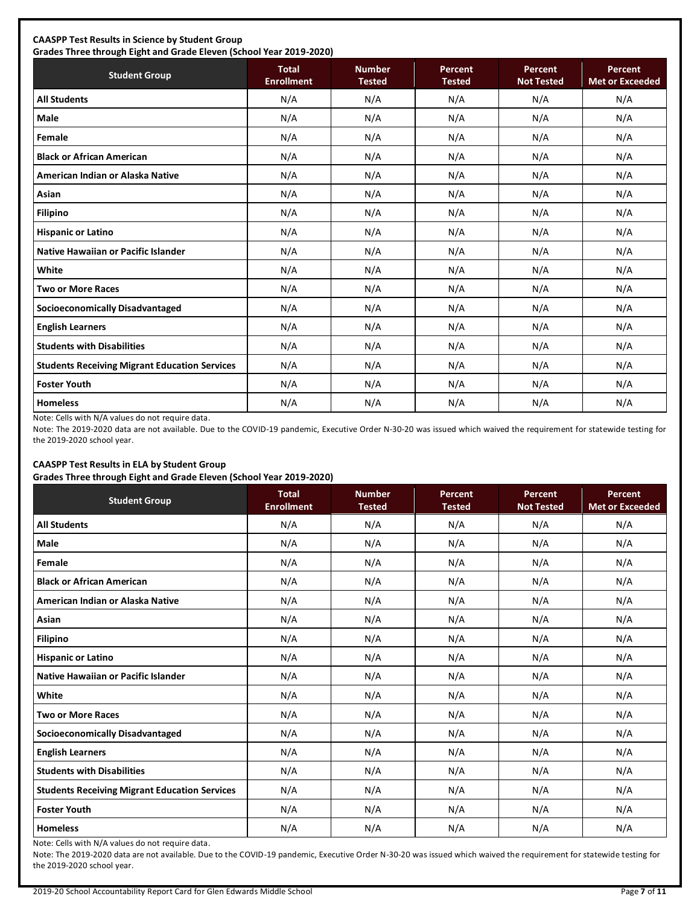**CAASPP Test Results in Science by Student Group**
**Grades Three through Eight and Grade Eleven (School Year 2019-2020)**

| Student Group | Total Enrollment | Number Tested | Percent Tested | Percent Not Tested | Percent Met or Exceeded |
|---|---|---|---|---|---|
| All Students | N/A | N/A | N/A | N/A | N/A |
| Male | N/A | N/A | N/A | N/A | N/A |
| Female | N/A | N/A | N/A | N/A | N/A |
| Black or African American | N/A | N/A | N/A | N/A | N/A |
| American Indian or Alaska Native | N/A | N/A | N/A | N/A | N/A |
| Asian | N/A | N/A | N/A | N/A | N/A |
| Filipino | N/A | N/A | N/A | N/A | N/A |
| Hispanic or Latino | N/A | N/A | N/A | N/A | N/A |
| Native Hawaiian or Pacific Islander | N/A | N/A | N/A | N/A | N/A |
| White | N/A | N/A | N/A | N/A | N/A |
| Two or More Races | N/A | N/A | N/A | N/A | N/A |
| Socioeconomically Disadvantaged | N/A | N/A | N/A | N/A | N/A |
| English Learners | N/A | N/A | N/A | N/A | N/A |
| Students with Disabilities | N/A | N/A | N/A | N/A | N/A |
| Students Receiving Migrant Education Services | N/A | N/A | N/A | N/A | N/A |
| Foster Youth | N/A | N/A | N/A | N/A | N/A |
| Homeless | N/A | N/A | N/A | N/A | N/A |

Note: Cells with N/A values do not require data.

Note: The 2019-2020 data are not available. Due to the COVID-19 pandemic, Executive Order N-30-20 was issued which waived the requirement for statewide testing for the 2019-2020 school year.

**CAASPP Test Results in ELA by Student Group**
**Grades Three through Eight and Grade Eleven (School Year 2019-2020)**

| Student Group | Total Enrollment | Number Tested | Percent Tested | Percent Not Tested | Percent Met or Exceeded |
|---|---|---|---|---|---|
| All Students | N/A | N/A | N/A | N/A | N/A |
| Male | N/A | N/A | N/A | N/A | N/A |
| Female | N/A | N/A | N/A | N/A | N/A |
| Black or African American | N/A | N/A | N/A | N/A | N/A |
| American Indian or Alaska Native | N/A | N/A | N/A | N/A | N/A |
| Asian | N/A | N/A | N/A | N/A | N/A |
| Filipino | N/A | N/A | N/A | N/A | N/A |
| Hispanic or Latino | N/A | N/A | N/A | N/A | N/A |
| Native Hawaiian or Pacific Islander | N/A | N/A | N/A | N/A | N/A |
| White | N/A | N/A | N/A | N/A | N/A |
| Two or More Races | N/A | N/A | N/A | N/A | N/A |
| Socioeconomically Disadvantaged | N/A | N/A | N/A | N/A | N/A |
| English Learners | N/A | N/A | N/A | N/A | N/A |
| Students with Disabilities | N/A | N/A | N/A | N/A | N/A |
| Students Receiving Migrant Education Services | N/A | N/A | N/A | N/A | N/A |
| Foster Youth | N/A | N/A | N/A | N/A | N/A |
| Homeless | N/A | N/A | N/A | N/A | N/A |

Note: Cells with N/A values do not require data.

Note: The 2019-2020 data are not available. Due to the COVID-19 pandemic, Executive Order N-30-20 was issued which waived the requirement for statewide testing for the 2019-2020 school year.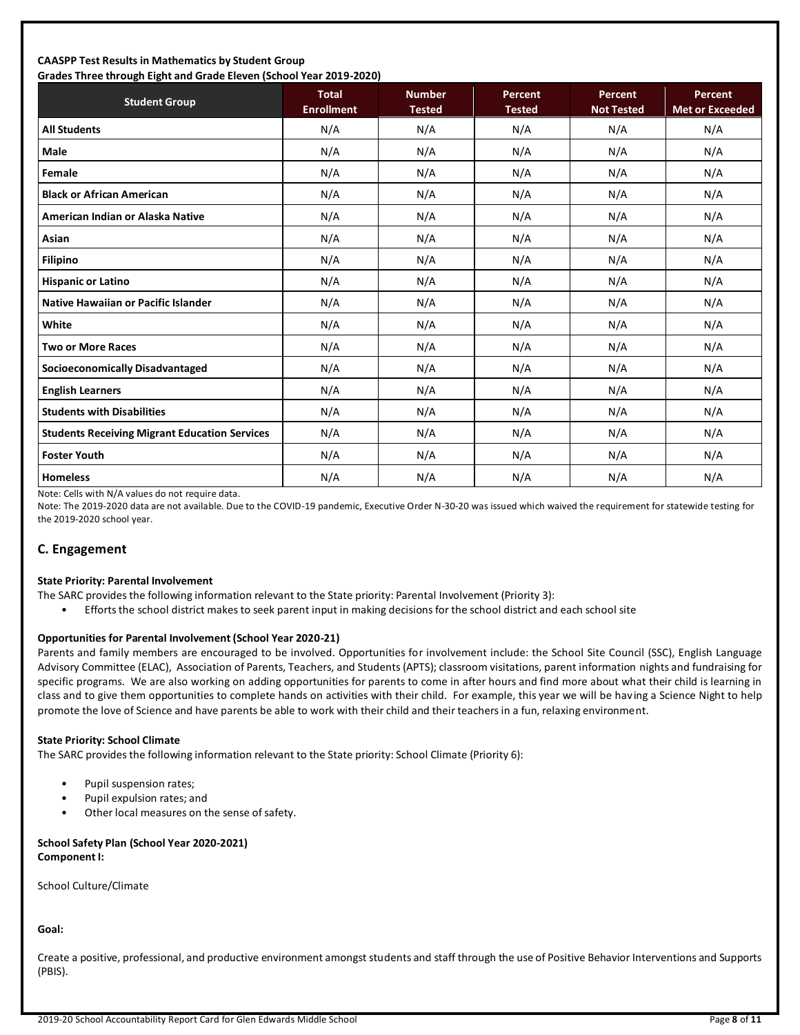**CAASPP Test Results in Mathematics by Student Group**
**Grades Three through Eight and Grade Eleven (School Year 2019-2020)**

| Student Group | Total Enrollment | Number Tested | Percent Tested | Percent Not Tested | Percent Met or Exceeded |
|---|---|---|---|---|---|
| **All Students** | N/A | N/A | N/A | N/A | N/A |
| **Male** | N/A | N/A | N/A | N/A | N/A |
| **Female** | N/A | N/A | N/A | N/A | N/A |
| **Black or African American** | N/A | N/A | N/A | N/A | N/A |
| **American Indian or Alaska Native** | N/A | N/A | N/A | N/A | N/A |
| **Asian** | N/A | N/A | N/A | N/A | N/A |
| **Filipino** | N/A | N/A | N/A | N/A | N/A |
| **Hispanic or Latino** | N/A | N/A | N/A | N/A | N/A |
| **Native Hawaiian or Pacific Islander** | N/A | N/A | N/A | N/A | N/A |
| **White** | N/A | N/A | N/A | N/A | N/A |
| **Two or More Races** | N/A | N/A | N/A | N/A | N/A |
| **Socioeconomically Disadvantaged** | N/A | N/A | N/A | N/A | N/A |
| **English Learners** | N/A | N/A | N/A | N/A | N/A |
| **Students with Disabilities** | N/A | N/A | N/A | N/A | N/A |
| **Students Receiving Migrant Education Services** | N/A | N/A | N/A | N/A | N/A |
| **Foster Youth** | N/A | N/A | N/A | N/A | N/A |
| **Homeless** | N/A | N/A | N/A | N/A | N/A |

Note: Cells with N/A values do not require data.

Note: The 2019-2020 data are not available. Due to the COVID-19 pandemic, Executive Order N-30-20 was issued which waived the requirement for statewide testing for the 2019-2020 school year.

## C. Engagement

**State Priority: Parental Involvement**

The SARC provides the following information relevant to the State priority: Parental Involvement (Priority 3):

- Efforts the school district makes to seek parent input in making decisions for the school district and each school site

**Opportunities for Parental Involvement (School Year 2020-21)**

Parents and family members are encouraged to be involved. Opportunities for involvement include: the School Site Council (SSC), English Language Advisory Committee (ELAC), Association of Parents, Teachers, and Students (APTS); classroom visitations, parent information nights and fundraising for specific programs. We are also working on adding opportunities for parents to come in after hours and find more about what their child is learning in class and to give them opportunities to complete hands on activities with their child. For example, this year we will be having a Science Night to help promote the love of Science and have parents be able to work with their child and their teachers in a fun, relaxing environment.

**State Priority: School Climate**

The SARC provides the following information relevant to the State priority: School Climate (Priority 6):

- Pupil suspension rates;
- Pupil expulsion rates; and
- Other local measures on the sense of safety.

**School Safety Plan (School Year 2020-2021)**
**Component I:**

School Culture/Climate

**Goal:**

Create a positive, professional, and productive environment amongst students and staff through the use of Positive Behavior Interventions and Supports (PBIS).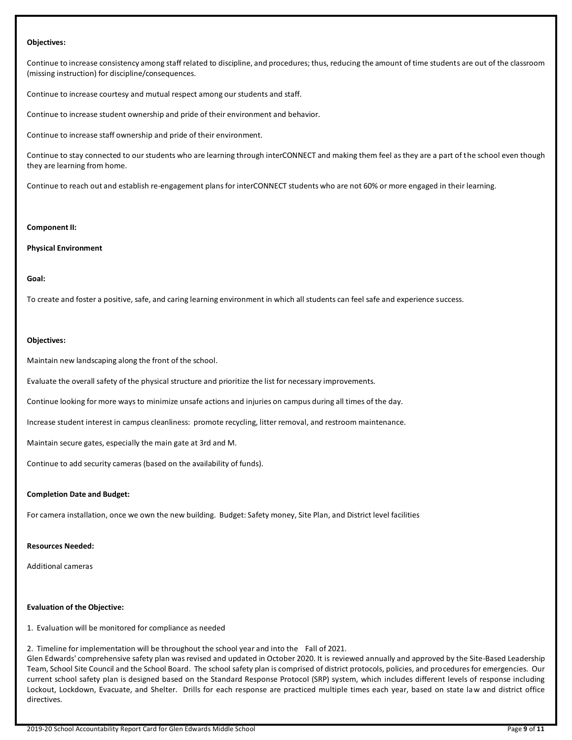**Objectives:**

Continue to increase consistency among staff related to discipline, and procedures; thus, reducing the amount of time students are out of the classroom (missing instruction) for discipline/consequences.

Continue to increase courtesy and mutual respect among our students and staff.

Continue to increase student ownership and pride of their environment and behavior.

Continue to increase staff ownership and pride of their environment.

Continue to stay connected to our students who are learning through interCONNECT and making them feel as they are a part of the school even though they are learning from home.

Continue to reach out and establish re-engagement plans for interCONNECT students who are not 60% or more engaged in their learning.

**Component II:**

**Physical Environment**

**Goal:**

To create and foster a positive, safe, and caring learning environment in which all students can feel safe and experience success.

**Objectives:**

Maintain new landscaping along the front of the school.

Evaluate the overall safety of the physical structure and prioritize the list for necessary improvements.

Continue looking for more ways to minimize unsafe actions and injuries on campus during all times of the day.

Increase student interest in campus cleanliness: promote recycling, litter removal, and restroom maintenance.

Maintain secure gates, especially the main gate at 3rd and M.

Continue to add security cameras (based on the availability of funds).

**Completion Date and Budget:**

For camera installation, once we own the new building. Budget: Safety money, Site Plan, and District level facilities

**Resources Needed:**

Additional cameras

**Evaluation of the Objective:**

1. Evaluation will be monitored for compliance as needed

2. Timeline for implementation will be throughout the school year and into the Fall of 2021.

Glen Edwards' comprehensive safety plan was revised and updated in October 2020. It is reviewed annually and approved by the Site-Based Leadership Team, School Site Council and the School Board. The school safety plan is comprised of district protocols, policies, and procedures for emergencies. Our current school safety plan is designed based on the Standard Response Protocol (SRP) system, which includes different levels of response including Lockout, Lockdown, Evacuate, and Shelter. Drills for each response are practiced multiple times each year, based on state law and district office directives.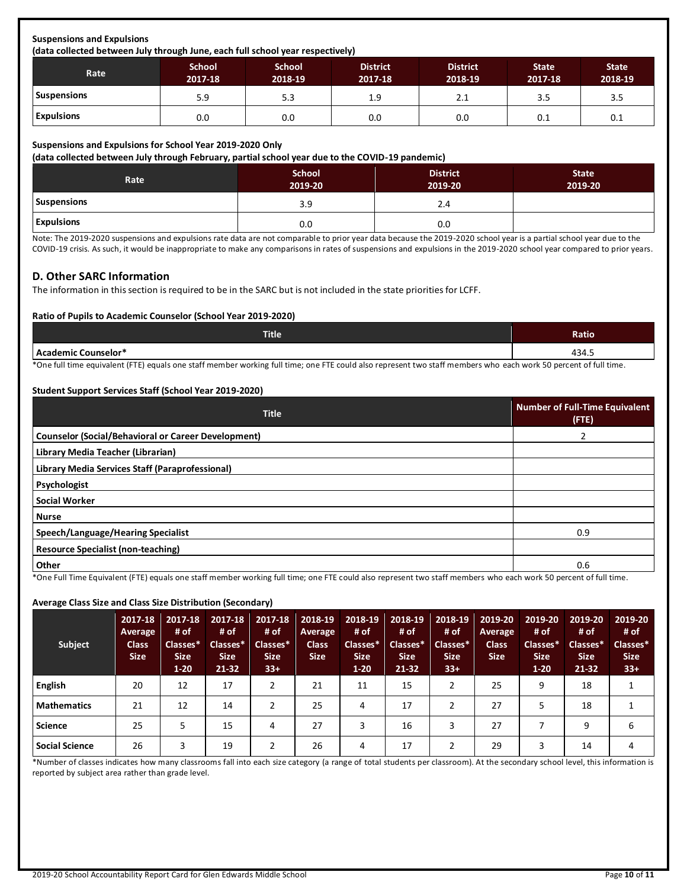**Suspensions and Expulsions**
**(data collected between July through June, each full school year respectively)**

| Rate | School 2017-18 | School 2018-19 | District 2017-18 | District 2018-19 | State 2017-18 | State 2018-19 |
|---|---|---|---|---|---|---|
| Suspensions | 5.9 | 5.3 | 1.9 | 2.1 | 3.5 | 3.5 |
| Expulsions | 0.0 | 0.0 | 0.0 | 0.0 | 0.1 | 0.1 |

**Suspensions and Expulsions for School Year 2019-2020 Only**
**(data collected between July through February, partial school year due to the COVID-19 pandemic)**

| Rate | School 2019-20 | District 2019-20 | State 2019-20 |
|---|---|---|---|
| Suspensions | 3.9 | 2.4 | |
| Expulsions | 0.0 | 0.0 | |

Note: The 2019-2020 suspensions and expulsions rate data are not comparable to prior year data because the 2019-2020 school year is a partial school year due to the COVID-19 crisis. As such, it would be inappropriate to make any comparisons in rates of suspensions and expulsions in the 2019-2020 school year compared to prior years.

## D. Other SARC Information

The information in this section is required to be in the SARC but is not included in the state priorities for LCFF.

**Ratio of Pupils to Academic Counselor (School Year 2019-2020)**

| Title | Ratio |
|---|---|
| Academic Counselor* | 434.5 |

*One full time equivalent (FTE) equals one staff member working full time; one FTE could also represent two staff members who each work 50 percent of full time.

**Student Support Services Staff (School Year 2019-2020)**

| Title | Number of Full-Time Equivalent (FTE) |
|---|---|
| Counselor (Social/Behavioral or Career Development) | 2 |
| Library Media Teacher (Librarian) | |
| Library Media Services Staff (Paraprofessional) | |
| Psychologist | |
| Social Worker | |
| Nurse | |
| Speech/Language/Hearing Specialist | 0.9 |
| Resource Specialist (non-teaching) | |
| Other | 0.6 |

*One Full Time Equivalent (FTE) equals one staff member working full time; one FTE could also represent two staff members who each work 50 percent of full time.

**Average Class Size and Class Size Distribution (Secondary)**

| Subject | 2017-18 Average Class Size | 2017-18 # of Classes* Size 1-20 | 2017-18 # of Classes* Size 21-32 | 2017-18 # of Classes* Size 33+ | 2018-19 Average Class Size | 2018-19 # of Classes* Size 1-20 | 2018-19 # of Classes* Size 21-32 | 2018-19 # of Classes* Size 33+ | 2019-20 Average Class Size | 2019-20 # of Classes* Size 1-20 | 2019-20 # of Classes* Size 21-32 | 2019-20 # of Classes* Size 33+ |
|---|---|---|---|---|---|---|---|---|---|---|---|---|
| English | 20 | 12 | 17 | 2 | 21 | 11 | 15 | 2 | 25 | 9 | 18 | 1 |
| Mathematics | 21 | 12 | 14 | 2 | 25 | 4 | 17 | 2 | 27 | 5 | 18 | 1 |
| Science | 25 | 5 | 15 | 4 | 27 | 3 | 16 | 3 | 27 | 7 | 9 | 6 |
| Social Science | 26 | 3 | 19 | 2 | 26 | 4 | 17 | 2 | 29 | 3 | 14 | 4 |

*Number of classes indicates how many classrooms fall into each size category (a range of total students per classroom). At the secondary school level, this information is reported by subject area rather than grade level.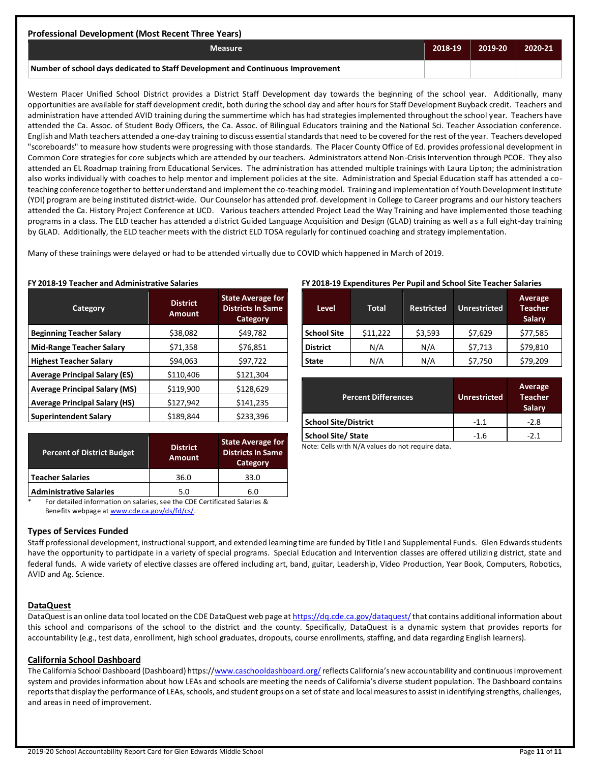**Professional Development (Most Recent Three Years)**

| Measure | 2018-19 | 2019-20 | 2020-21 |
| --- | --- | --- | --- |
| Number of school days dedicated to Staff Development and Continuous Improvement | | | |

Western Placer Unified School District provides a District Staff Development day towards the beginning of the school year. Additionally, many opportunities are available for staff development credit, both during the school day and after hours for Staff Development Buyback credit. Teachers and administration have attended AVID training during the summertime which has had strategies implemented throughout the school year. Teachers have attended the Ca. Assoc. of Student Body Officers, the Ca. Assoc. of Bilingual Educators training and the National Sci. Teacher Association conference. English and Math teachers attended a one-day training to discuss essential standards that need to be covered for the rest of the year. Teachers developed "scoreboards" to measure how students were progressing with those standards. The Placer County Office of Ed. provides professional development in Common Core strategies for core subjects which are attended by our teachers. Administrators attend Non-Crisis Intervention through PCOE. They also attended an EL Roadmap training from Educational Services. The administration has attended multiple trainings with Laura Lipton; the administration also works individually with coaches to help mentor and implement policies at the site. Administration and Special Education staff has attended a co-teaching conference together to better understand and implement the co-teaching model. Training and implementation of Youth Development Institute (YDI) program are being instituted district-wide. Our Counselor has attended prof. development in College to Career programs and our history teachers attended the Ca. History Project Conference at UCD. Various teachers attended Project Lead the Way Training and have implemented those teaching programs in a class. The ELD teacher has attended a district Guided Language Acquisition and Design (GLAD) training as well as a full eight-day training by GLAD. Additionally, the ELD teacher meets with the district ELD TOSA regularly for continued coaching and strategy implementation.

Many of these trainings were delayed or had to be attended virtually due to COVID which happened in March of 2019.

**FY 2018-19 Teacher and Administrative Salaries**

| Category | District Amount | State Average for Districts In Same Category |
| --- | --- | --- |
| Beginning Teacher Salary | $38,082 | $49,782 |
| Mid-Range Teacher Salary | $71,358 | $76,851 |
| Highest Teacher Salary | $94,063 | $97,722 |
| Average Principal Salary (ES) | $110,406 | $121,304 |
| Average Principal Salary (MS) | $119,900 | $128,629 |
| Average Principal Salary (HS) | $127,942 | $141,235 |
| Superintendent Salary | $189,844 | $233,396 |

| Percent of District Budget | District Amount | State Average for Districts In Same Category |
| --- | --- | --- |
| Teacher Salaries | 36.0 | 33.0 |
| Administrative Salaries | 5.0 | 6.0 |

\* For detailed information on salaries, see the CDE Certificated Salaries & Benefits webpage at www.cde.ca.gov/ds/fd/cs/.

**FY 2018-19 Expenditures Per Pupil and School Site Teacher Salaries**

| Level | Total | Restricted | Unrestricted | Average Teacher Salary |
| --- | --- | --- | --- | --- |
| School Site | $11,222 | $3,593 | $7,629 | $77,585 |
| District | N/A | N/A | $7,713 | $79,810 |
| State | N/A | N/A | $7,750 | $79,209 |

| Percent Differences | Unrestricted | Average Teacher Salary |
| --- | --- | --- |
| School Site/District | -1.1 | -2.8 |
| School Site/ State | -1.6 | -2.1 |

Note: Cells with N/A values do not require data.

## Types of Services Funded

Staff professional development, instructional support, and extended learning time are funded by Title I and Supplemental Funds. Glen Edwards students have the opportunity to participate in a variety of special programs. Special Education and Intervention classes are offered utilizing district, state and federal funds. A wide variety of elective classes are offered including art, band, guitar, Leadership, Video Production, Year Book, Computers, Robotics, AVID and Ag. Science.

## DataQuest

DataQuest is an online data tool located on the CDE DataQuest web page at https://dq.cde.ca.gov/dataquest/ that contains additional information about this school and comparisons of the school to the district and the county. Specifically, DataQuest is a dynamic system that provides reports for accountability (e.g., test data, enrollment, high school graduates, dropouts, course enrollments, staffing, and data regarding English learners).

## California School Dashboard

The California School Dashboard (Dashboard) https://www.caschooldashboard.org/ reflects California's new accountability and continuous improvement system and provides information about how LEAs and schools are meeting the needs of California's diverse student population. The Dashboard contains reports that display the performance of LEAs, schools, and student groups on a set of state and local measures to assist in identifying strengths, challenges, and areas in need of improvement.